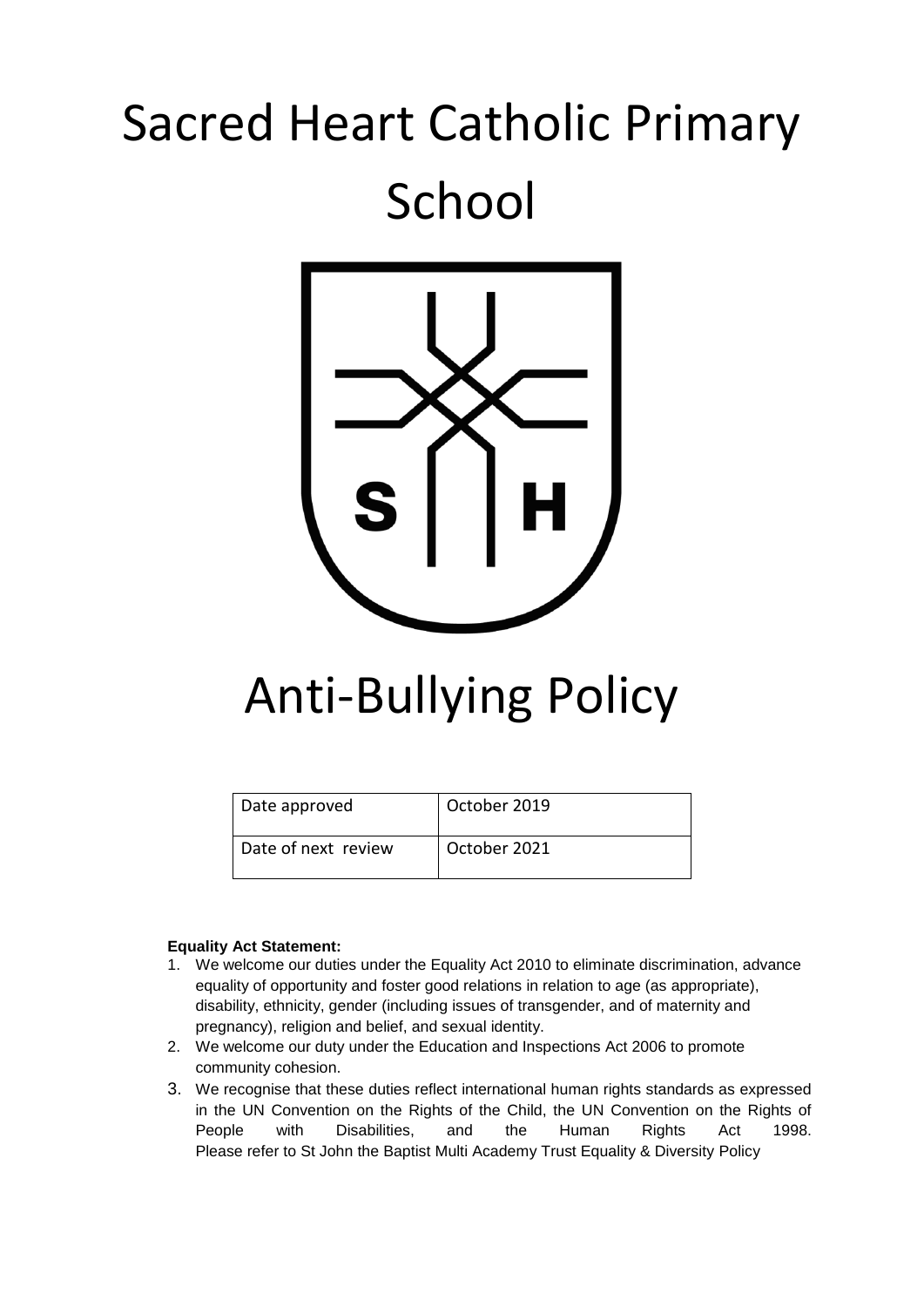# Sacred Heart Catholic Primary School

# Anti-Bullying Policy

| | |
|---|---|
| Date approved | October 2019 |
| Date of next review | October 2021 |

**Equality Act Statement:**

1. We welcome our duties under the Equality Act 2010 to eliminate discrimination, advance equality of opportunity and foster good relations in relation to age (as appropriate), disability, ethnicity, gender (including issues of transgender, and of maternity and pregnancy), religion and belief, and sexual identity.
2. We welcome our duty under the Education and Inspections Act 2006 to promote community cohesion.
3. We recognise that these duties reflect international human rights standards as expressed in the UN Convention on the Rights of the Child, the UN Convention on the Rights of People with Disabilities, and the Human Rights Act 1998. Please refer to St John the Baptist Multi Academy Trust Equality & Diversity Policy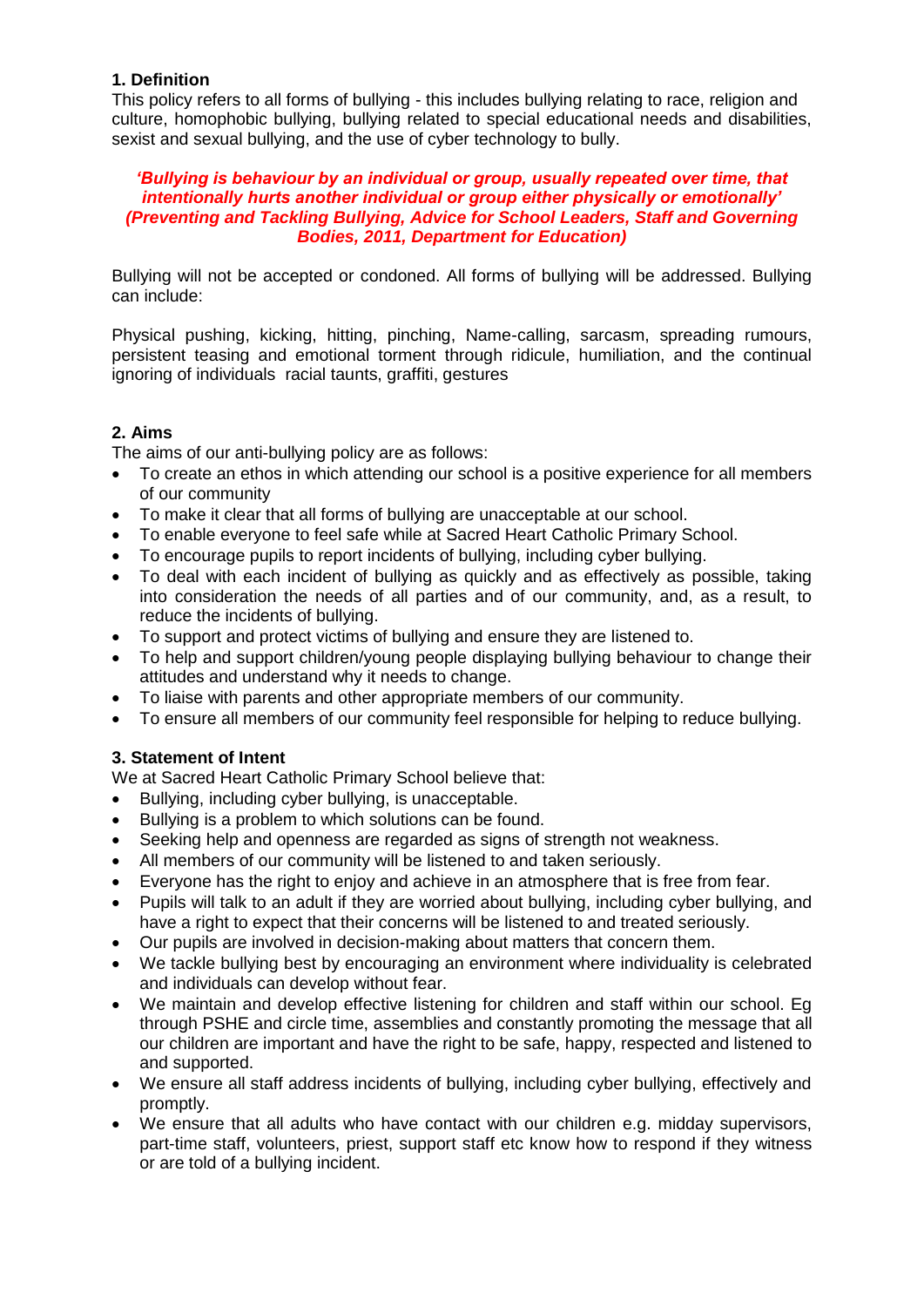## 1. Definition

This policy refers to all forms of bullying - this includes bullying relating to race, religion and culture, homophobic bullying, bullying related to special educational needs and disabilities, sexist and sexual bullying, and the use of cyber technology to bully.

***'Bullying is behaviour by an individual or group, usually repeated over time, that intentionally hurts another individual or group either physically or emotionally' (Preventing and Tackling Bullying, Advice for School Leaders, Staff and Governing Bodies, 2011, Department for Education)***

Bullying will not be accepted or condoned. All forms of bullying will be addressed. Bullying can include:

Physical pushing, kicking, hitting, pinching, Name-calling, sarcasm, spreading rumours, persistent teasing and emotional torment through ridicule, humiliation, and the continual ignoring of individuals racial taunts, graffiti, gestures

## 2. Aims

The aims of our anti-bullying policy are as follows:

- To create an ethos in which attending our school is a positive experience for all members of our community
- To make it clear that all forms of bullying are unacceptable at our school.
- To enable everyone to feel safe while at Sacred Heart Catholic Primary School.
- To encourage pupils to report incidents of bullying, including cyber bullying.
- To deal with each incident of bullying as quickly and as effectively as possible, taking into consideration the needs of all parties and of our community, and, as a result, to reduce the incidents of bullying.
- To support and protect victims of bullying and ensure they are listened to.
- To help and support children/young people displaying bullying behaviour to change their attitudes and understand why it needs to change.
- To liaise with parents and other appropriate members of our community.
- To ensure all members of our community feel responsible for helping to reduce bullying.

## 3. Statement of Intent

We at Sacred Heart Catholic Primary School believe that:

- Bullying, including cyber bullying, is unacceptable.
- Bullying is a problem to which solutions can be found.
- Seeking help and openness are regarded as signs of strength not weakness.
- All members of our community will be listened to and taken seriously.
- Everyone has the right to enjoy and achieve in an atmosphere that is free from fear.
- Pupils will talk to an adult if they are worried about bullying, including cyber bullying, and have a right to expect that their concerns will be listened to and treated seriously.
- Our pupils are involved in decision-making about matters that concern them.
- We tackle bullying best by encouraging an environment where individuality is celebrated and individuals can develop without fear.
- We maintain and develop effective listening for children and staff within our school. Eg through PSHE and circle time, assemblies and constantly promoting the message that all our children are important and have the right to be safe, happy, respected and listened to and supported.
- We ensure all staff address incidents of bullying, including cyber bullying, effectively and promptly.
- We ensure that all adults who have contact with our children e.g. midday supervisors, part-time staff, volunteers, priest, support staff etc know how to respond if they witness or are told of a bullying incident.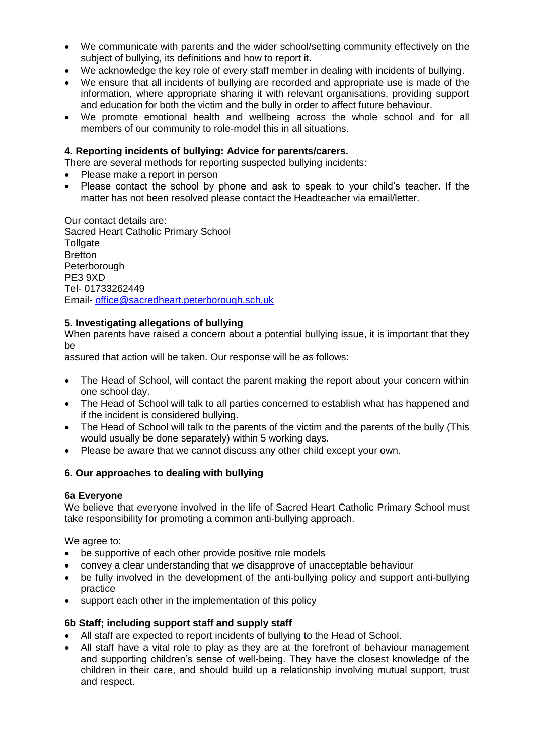- We communicate with parents and the wider school/setting community effectively on the subject of bullying, its definitions and how to report it.
- We acknowledge the key role of every staff member in dealing with incidents of bullying.
- We ensure that all incidents of bullying are recorded and appropriate use is made of the information, where appropriate sharing it with relevant organisations, providing support and education for both the victim and the bully in order to affect future behaviour.
- We promote emotional health and wellbeing across the whole school and for all members of our community to role-model this in all situations.

**4. Reporting incidents of bullying: Advice for parents/carers.**

There are several methods for reporting suspected bullying incidents:

- Please make a report in person
- Please contact the school by phone and ask to speak to your child's teacher. If the matter has not been resolved please contact the Headteacher via email/letter.

Our contact details are:
Sacred Heart Catholic Primary School
Tollgate
Bretton
Peterborough
PE3 9XD
Tel- 01733262449
Email- office@sacredheart.peterborough.sch.uk

**5. Investigating allegations of bullying**

When parents have raised a concern about a potential bullying issue, it is important that they be
assured that action will be taken. Our response will be as follows:

- The Head of School, will contact the parent making the report about your concern within one school day.
- The Head of School will talk to all parties concerned to establish what has happened and if the incident is considered bullying.
- The Head of School will talk to the parents of the victim and the parents of the bully (This would usually be done separately) within 5 working days.
- Please be aware that we cannot discuss any other child except your own.

**6. Our approaches to dealing with bullying**

**6a Everyone**

We believe that everyone involved in the life of Sacred Heart Catholic Primary School must take responsibility for promoting a common anti-bullying approach.

We agree to:

- be supportive of each other provide positive role models
- convey a clear understanding that we disapprove of unacceptable behaviour
- be fully involved in the development of the anti-bullying policy and support anti-bullying practice
- support each other in the implementation of this policy

**6b Staff; including support staff and supply staff**

- All staff are expected to report incidents of bullying to the Head of School.
- All staff have a vital role to play as they are at the forefront of behaviour management and supporting children's sense of well-being. They have the closest knowledge of the children in their care, and should build up a relationship involving mutual support, trust and respect.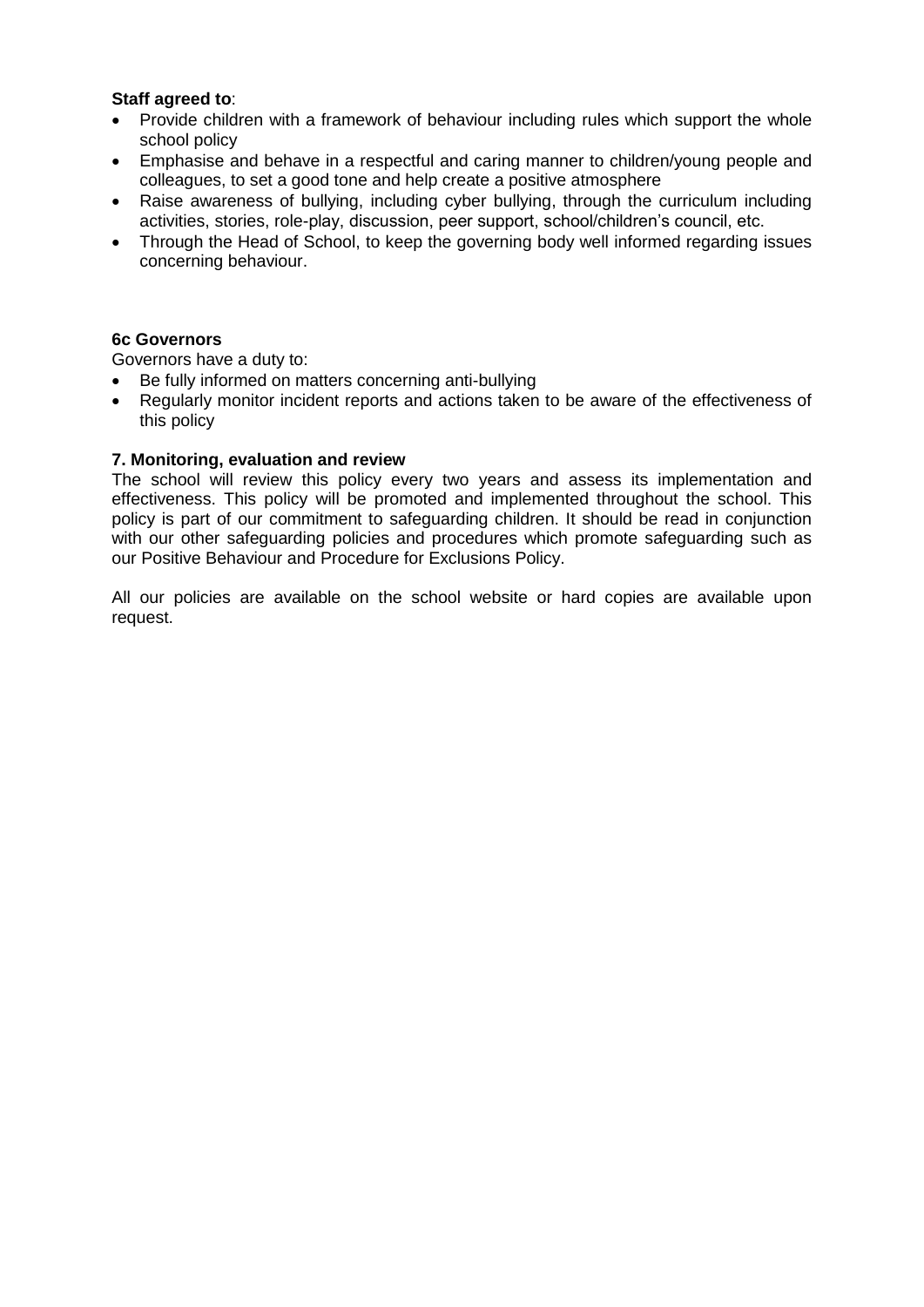**Staff agreed to**:

- Provide children with a framework of behaviour including rules which support the whole school policy
- Emphasise and behave in a respectful and caring manner to children/young people and colleagues, to set a good tone and help create a positive atmosphere
- Raise awareness of bullying, including cyber bullying, through the curriculum including activities, stories, role-play, discussion, peer support, school/children's council, etc.
- Through the Head of School, to keep the governing body well informed regarding issues concerning behaviour.

**6c Governors**

Governors have a duty to:

- Be fully informed on matters concerning anti-bullying
- Regularly monitor incident reports and actions taken to be aware of the effectiveness of this policy

**7. Monitoring, evaluation and review**

The school will review this policy every two years and assess its implementation and effectiveness. This policy will be promoted and implemented throughout the school. This policy is part of our commitment to safeguarding children. It should be read in conjunction with our other safeguarding policies and procedures which promote safeguarding such as our Positive Behaviour and Procedure for Exclusions Policy.

All our policies are available on the school website or hard copies are available upon request.